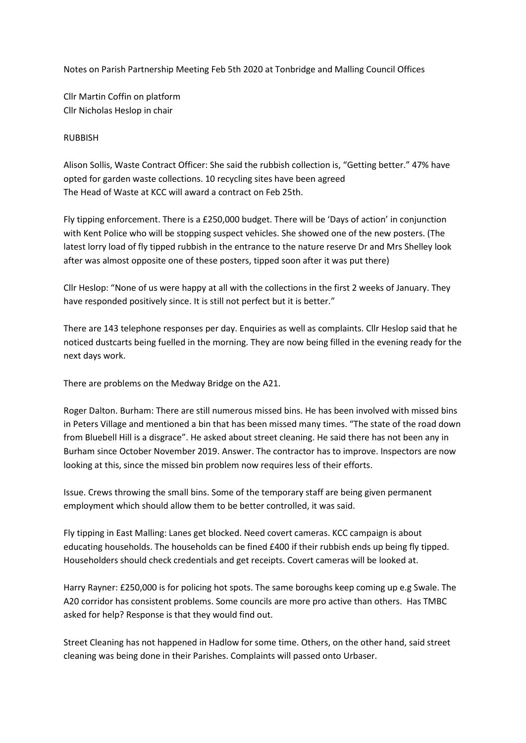Notes on Parish Partnership Meeting Feb 5th 2020 at Tonbridge and Malling Council Offices

Cllr Martin Coffin on platform
Cllr Nicholas Heslop in chair

RUBBISH

Alison Sollis, Waste Contract Officer: She said the rubbish collection is, "Getting better." 47% have opted for garden waste collections. 10 recycling sites have been agreed
The Head of Waste at KCC will award a contract on Feb 25th.

Fly tipping enforcement. There is a £250,000 budget. There will be 'Days of action' in conjunction with Kent Police who will be stopping suspect vehicles. She showed one of the new posters. (The latest lorry load of fly tipped rubbish in the entrance to the nature reserve Dr and Mrs Shelley look after was almost opposite one of these posters, tipped soon after it was put there)

Cllr Heslop: "None of us were happy at all with the collections in the first 2 weeks of January. They have responded positively since. It is still not perfect but it is better."

There are 143 telephone responses per day. Enquiries as well as complaints. Cllr Heslop said that he noticed dustcarts being fuelled in the morning. They are now being filled in the evening ready for the next days work.

There are problems on the Medway Bridge on the A21.

Roger Dalton. Burham: There are still numerous missed bins. He has been involved with missed bins in Peters Village and mentioned a bin that has been missed many times. "The state of the road down from Bluebell Hill is a disgrace". He asked about street cleaning. He said there has not been any in Burham since October November 2019. Answer. The contractor has to improve. Inspectors are now looking at this, since the missed bin problem now requires less of their efforts.

Issue. Crews throwing the small bins. Some of the temporary staff are being given permanent employment which should allow them to be better controlled, it was said.

Fly tipping in East Malling: Lanes get blocked. Need covert cameras. KCC campaign is about educating households. The households can be fined £400 if their rubbish ends up being fly tipped. Householders should check credentials and get receipts. Covert cameras will be looked at.

Harry Rayner: £250,000 is for policing hot spots. The same boroughs keep coming up e.g Swale. The A20 corridor has consistent problems. Some councils are more pro active than others. Has TMBC asked for help? Response is that they would find out.

Street Cleaning has not happened in Hadlow for some time. Others, on the other hand, said street cleaning was being done in their Parishes. Complaints will passed onto Urbaser.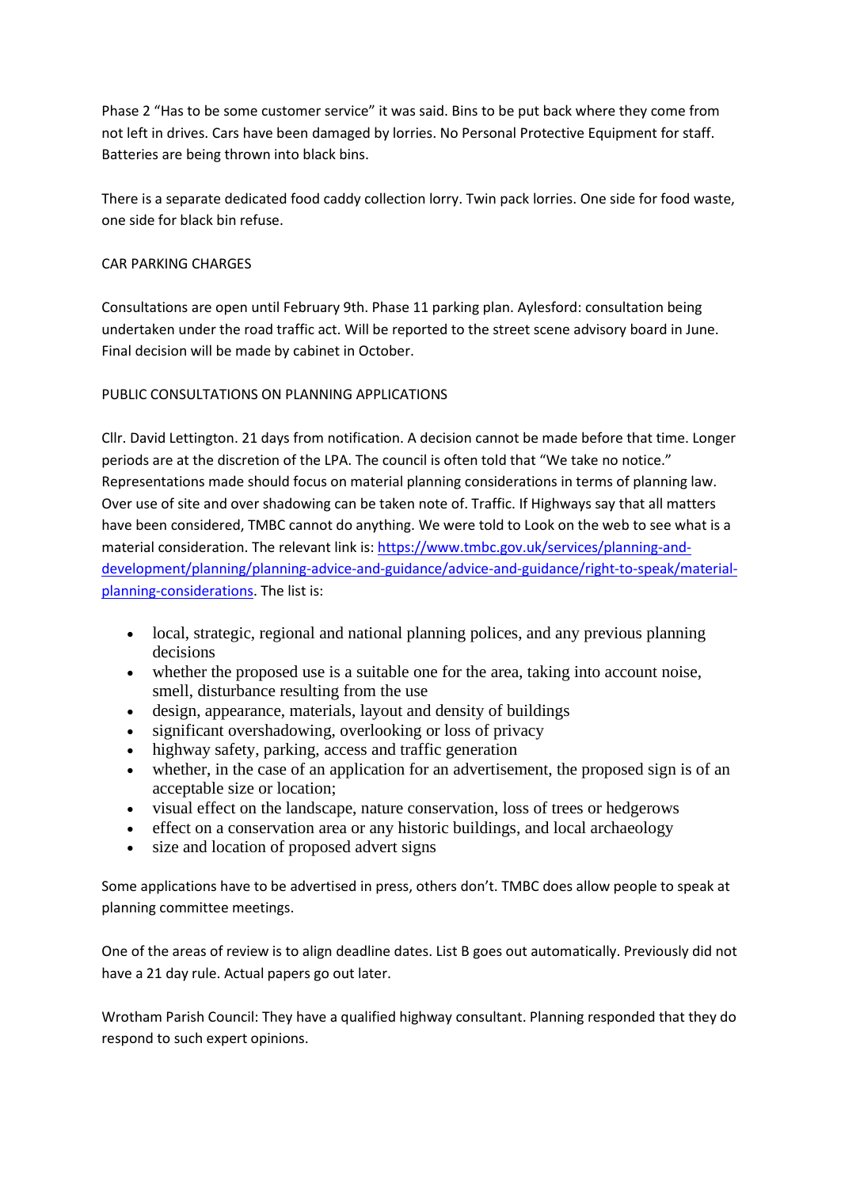Phase 2 "Has to be some customer service" it was said. Bins to be put back where they come from not left in drives. Cars have been damaged by lorries. No Personal Protective Equipment for staff. Batteries are being thrown into black bins.

There is a separate dedicated food caddy collection lorry. Twin pack lorries. One side for food waste, one side for black bin refuse.

CAR PARKING CHARGES

Consultations are open until February 9th. Phase 11 parking plan. Aylesford: consultation being undertaken under the road traffic act. Will be reported to the street scene advisory board in June. Final decision will be made by cabinet in October.

PUBLIC CONSULTATIONS ON PLANNING APPLICATIONS

Cllr. David Lettington. 21 days from notification. A decision cannot be made before that time. Longer periods are at the discretion of the LPA. The council is often told that "We take no notice." Representations made should focus on material planning considerations in terms of planning law. Over use of site and over shadowing can be taken note of. Traffic. If Highways say that all matters have been considered, TMBC cannot do anything. We were told to Look on the web to see what is a material consideration. The relevant link is: [https://www.tmbc.gov.uk/services/planning-and-development/planning/planning-advice-and-guidance/advice-and-guidance/right-to-speak/material-planning-considerations](https://www.tmbc.gov.uk/services/planning-and-development/planning/planning-advice-and-guidance/advice-and-guidance/right-to-speak/material-planning-considerations). The list is:

- local, strategic, regional and national planning polices, and any previous planning decisions
- whether the proposed use is a suitable one for the area, taking into account noise, smell, disturbance resulting from the use
- design, appearance, materials, layout and density of buildings
- significant overshadowing, overlooking or loss of privacy
- highway safety, parking, access and traffic generation
- whether, in the case of an application for an advertisement, the proposed sign is of an acceptable size or location;
- visual effect on the landscape, nature conservation, loss of trees or hedgerows
- effect on a conservation area or any historic buildings, and local archaeology
- size and location of proposed advert signs

Some applications have to be advertised in press, others don't. TMBC does allow people to speak at planning committee meetings.

One of the areas of review is to align deadline dates. List B goes out automatically. Previously did not have a 21 day rule. Actual papers go out later.

Wrotham Parish Council: They have a qualified highway consultant. Planning responded that they do respond to such expert opinions.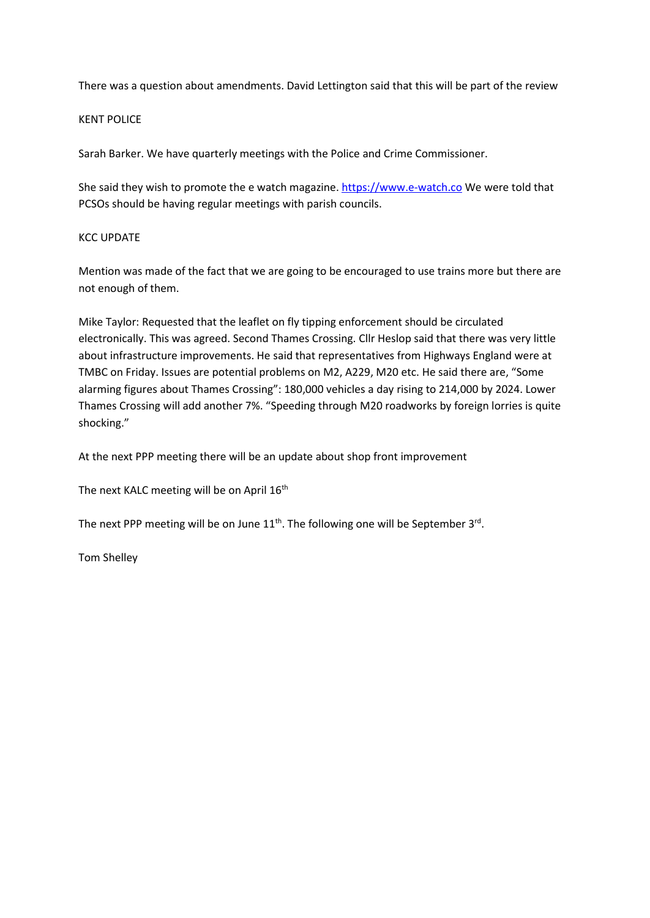There was a question about amendments. David Lettington said that this will be part of the review

KENT POLICE

Sarah Barker. We have quarterly meetings with the Police and Crime Commissioner.

She said they wish to promote the e watch magazine. https://www.e-watch.co We were told that PCSOs should be having regular meetings with parish councils.

KCC UPDATE

Mention was made of the fact that we are going to be encouraged to use trains more but there are not enough of them.

Mike Taylor: Requested that the leaflet on fly tipping enforcement should be circulated electronically. This was agreed. Second Thames Crossing. Cllr Heslop said that there was very little about infrastructure improvements. He said that representatives from Highways England were at TMBC on Friday. Issues are potential problems on M2, A229, M20 etc. He said there are, "Some alarming figures about Thames Crossing": 180,000 vehicles a day rising to 214,000 by 2024. Lower Thames Crossing will add another 7%. "Speeding through M20 roadworks by foreign lorries is quite shocking."

At the next PPP meeting there will be an update about shop front improvement

The next KALC meeting will be on April 16th

The next PPP meeting will be on June 11th. The following one will be September 3rd.

Tom Shelley